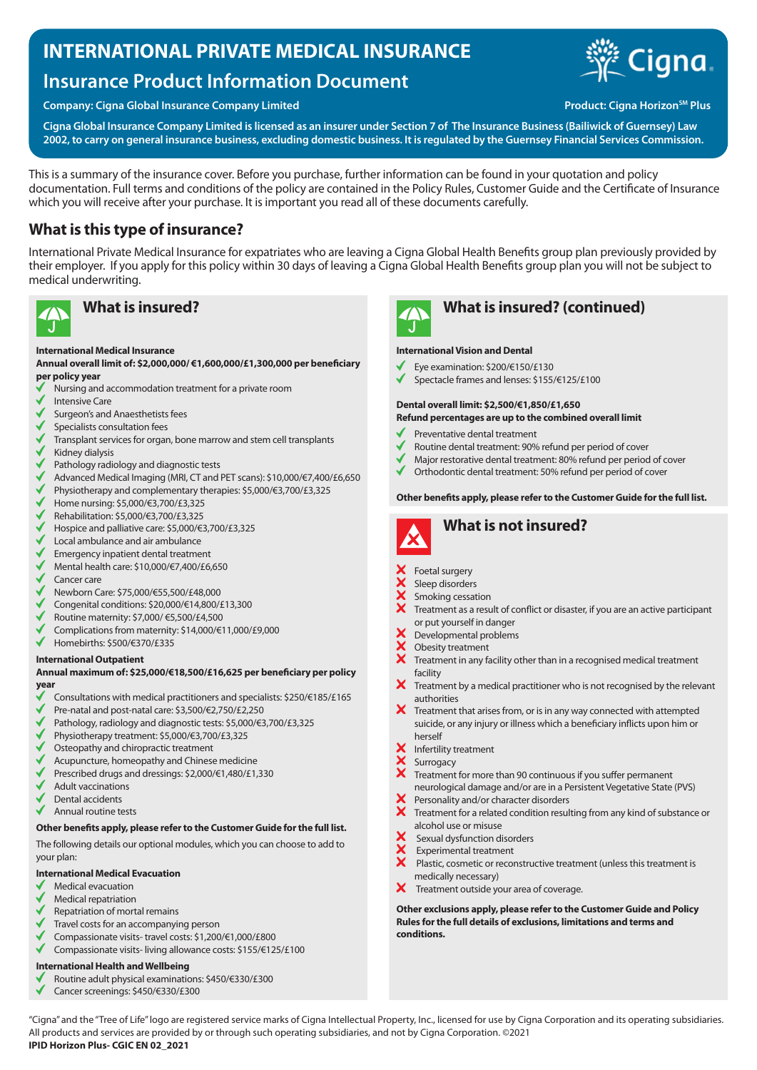# INTERNATIONAL PRIVATE MEDICAL INSURANCE

## Insurance Product Information Document

**Company: Cigna Global Insurance Company Limited**

**Product: Cigna Horizon℠ Plus**

**Cigna Global Insurance Company Limited is licensed as an insurer under Section 7 of The Insurance Business (Bailiwick of Guernsey) Law 2002, to carry on general insurance business, excluding domestic business. It is regulated by the Guernsey Financial Services Commission.**

This is a summary of the insurance cover. Before you purchase, further information can be found in your quotation and policy documentation. Full terms and conditions of the policy are contained in the Policy Rules, Customer Guide and the Certificate of Insurance which you will receive after your purchase. It is important you read all of these documents carefully.

## What is this type of insurance?

International Private Medical Insurance for expatriates who are leaving a Cigna Global Health Benefits group plan previously provided by their employer. If you apply for this policy within 30 days of leaving a Cigna Global Health Benefits group plan you will not be subject to medical underwriting.

## What is insured?

**International Medical Insurance**

**Annual overall limit of: $2,000,000/ €1,600,000/£1,300,000 per beneficiary per policy year**

- ✓ Nursing and accommodation treatment for a private room
- ✓ Intensive Care
- ✓ Surgeon's and Anaesthetists fees
- ✓ Specialists consultation fees
- ✓ Transplant services for organ, bone marrow and stem cell transplants
- ✓ Kidney dialysis
- ✓ Pathology radiology and diagnostic tests
- ✓ Advanced Medical Imaging (MRI, CT and PET scans): $10,000/€7,400/£6,650
- ✓ Physiotherapy and complementary therapies: $5,000/€3,700/£3,325
- ✓ Home nursing: $5,000/€3,700/£3,325
- ✓ Rehabilitation: $5,000/€3,700/£3,325
- ✓ Hospice and palliative care: $5,000/€3,700/£3,325
- ✓ Local ambulance and air ambulance
- ✓ Emergency inpatient dental treatment
- ✓ Mental health care: $10,000/€7,400/£6,650
- ✓ Cancer care
- ✓ Newborn Care: $75,000/€55,500/£48,000
- ✓ Congenital conditions: $20,000/€14,800/£13,300
- ✓ Routine maternity: $7,000/ €5,500/£4,500
- ✓ Complications from maternity: $14,000/€11,000/£9,000
- ✓ Homebirths: $500/€370/£335

**International Outpatient**

**Annual maximum of: $25,000/€18,500/£16,625 per beneficiary per policy year**

- ✓ Consultations with medical practitioners and specialists: $250/€185/£165
- ✓ Pre-natal and post-natal care: $3,500/€2,750/£2,250
- ✓ Pathology, radiology and diagnostic tests: $5,000/€3,700/£3,325
- ✓ Physiotherapy treatment: $5,000/€3,700/£3,325
- ✓ Osteopathy and chiropractic treatment
- ✓ Acupuncture, homeopathy and Chinese medicine
- ✓ Prescribed drugs and dressings: $2,000/€1,480/£1,330
- ✓ Adult vaccinations
- ✓ Dental accidents
- ✓ Annual routine tests

**Other benefits apply, please refer to the Customer Guide for the full list.**

The following details our optional modules, which you can choose to add to your plan:

**International Medical Evacuation**

- ✓ Medical evacuation
- ✓ Medical repatriation
- ✓ Repatriation of mortal remains
- ✓ Travel costs for an accompanying person
- ✓ Compassionate visits- travel costs: $1,200/€1,000/£800
- ✓ Compassionate visits- living allowance costs: $155/€125/£100

**International Health and Wellbeing**

- ✓ Routine adult physical examinations: $450/€330/£300
- ✓ Cancer screenings: $450/€330/£300

## What is insured? (continued)

**International Vision and Dental**

- ✓ Eye examination: $200/€150/£130
- ✓ Spectacle frames and lenses: $155/€125/£100

**Dental overall limit: $2,500/€1,850/£1,650**

**Refund percentages are up to the combined overall limit**

- ✓ Preventative dental treatment
- ✓ Routine dental treatment: 90% refund per period of cover
- ✓ Major restorative dental treatment: 80% refund per period of cover
- ✓ Orthodontic dental treatment: 50% refund per period of cover

**Other benefits apply, please refer to the Customer Guide for the full list.**

## What is not insured?

- ✗ Foetal surgery
- ✗ Sleep disorders
- ✗ Smoking cessation
- ✗ Treatment as a result of conflict or disaster, if you are an active participant or put yourself in danger
- ✗ Developmental problems
- ✗ Obesity treatment
- ✗ Treatment in any facility other than in a recognised medical treatment facility
- ✗ Treatment by a medical practitioner who is not recognised by the relevant authorities
- ✗ Treatment that arises from, or is in any way connected with attempted suicide, or any injury or illness which a beneficiary inflicts upon him or herself
- ✗ Infertility treatment
- ✗ Surrogacy
- ✗ Treatment for more than 90 continuous if you suffer permanent neurological damage and/or are in a Persistent Vegetative State (PVS)
- ✗ Personality and/or character disorders
- ✗ Treatment for a related condition resulting from any kind of substance or alcohol use or misuse
- ✗ Sexual dysfunction disorders
- ✗ Experimental treatment
- ✗ Plastic, cosmetic or reconstructive treatment (unless this treatment is medically necessary)
- ✗ Treatment outside your area of coverage.

**Other exclusions apply, please refer to the Customer Guide and Policy Rules for the full details of exclusions, limitations and terms and conditions.**

"Cigna" and the "Tree of Life" logo are registered service marks of Cigna Intellectual Property, Inc., licensed for use by Cigna Corporation and its operating subsidiaries. All products and services are provided by or through such operating subsidiaries, and not by Cigna Corporation. ©2021

**IPID Horizon Plus- CGIC EN 02_2021**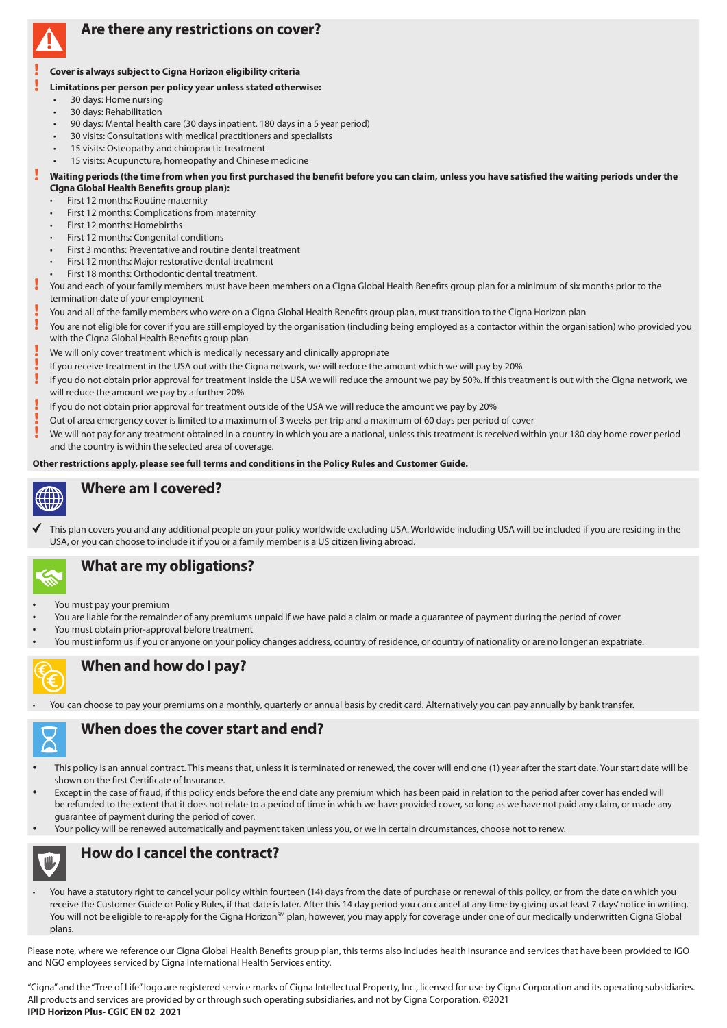## Are there any restrictions on cover?

- **Cover is always subject to Cigna Horizon eligibility criteria**
- **Limitations per person per policy year unless stated otherwise:**
  - 30 days: Home nursing
  - 30 days: Rehabilitation
  - 90 days: Mental health care (30 days inpatient. 180 days in a 5 year period)
  - 30 visits: Consultations with medical practitioners and specialists
  - 15 visits: Osteopathy and chiropractic treatment
  - 15 visits: Acupuncture, homeopathy and Chinese medicine
- **Waiting periods (the time from when you first purchased the benefit before you can claim, unless you have satisfied the waiting periods under the Cigna Global Health Benefits group plan):**
  - First 12 months: Routine maternity
  - First 12 months: Complications from maternity
  - First 12 months: Homebirths
  - First 12 months: Congenital conditions
  - First 3 months: Preventative and routine dental treatment
  - First 12 months: Major restorative dental treatment
  - First 18 months: Orthodontic dental treatment.
- You and each of your family members must have been members on a Cigna Global Health Benefits group plan for a minimum of six months prior to the termination date of your employment
- You and all of the family members who were on a Cigna Global Health Benefits group plan, must transition to the Cigna Horizon plan
- You are not eligible for cover if you are still employed by the organisation (including being employed as a contactor within the organisation) who provided you with the Cigna Global Health Benefits group plan
- We will only cover treatment which is medically necessary and clinically appropriate
- If you receive treatment in the USA out with the Cigna network, we will reduce the amount which we will pay by 20%
- If you do not obtain prior approval for treatment inside the USA we will reduce the amount we pay by 50%. If this treatment is out with the Cigna network, we will reduce the amount we pay by a further 20%
- If you do not obtain prior approval for treatment outside of the USA we will reduce the amount we pay by 20%
- Out of area emergency cover is limited to a maximum of 3 weeks per trip and a maximum of 60 days per period of cover
- We will not pay for any treatment obtained in a country in which you are a national, unless this treatment is received within your 180 day home cover period and the country is within the selected area of coverage.

**Other restrictions apply, please see full terms and conditions in the Policy Rules and Customer Guide.**

## Where am I covered?

✓ This plan covers you and any additional people on your policy worldwide excluding USA. Worldwide including USA will be included if you are residing in the USA, or you can choose to include it if you or a family member is a US citizen living abroad.

## What are my obligations?

- You must pay your premium
- You are liable for the remainder of any premiums unpaid if we have paid a claim or made a guarantee of payment during the period of cover
- You must obtain prior-approval before treatment
- You must inform us if you or anyone on your policy changes address, country of residence, or country of nationality or are no longer an expatriate.

## When and how do I pay?

- You can choose to pay your premiums on a monthly, quarterly or annual basis by credit card. Alternatively you can pay annually by bank transfer.

## When does the cover start and end?

- This policy is an annual contract. This means that, unless it is terminated or renewed, the cover will end one (1) year after the start date. Your start date will be shown on the first Certificate of Insurance.
- Except in the case of fraud, if this policy ends before the end date any premium which has been paid in relation to the period after cover has ended will be refunded to the extent that it does not relate to a period of time in which we have provided cover, so long as we have not paid any claim, or made any guarantee of payment during the period of cover.
- Your policy will be renewed automatically and payment taken unless you, or we in certain circumstances, choose not to renew.

## How do I cancel the contract?

- You have a statutory right to cancel your policy within fourteen (14) days from the date of purchase or renewal of this policy, or from the date on which you receive the Customer Guide or Policy Rules, if that date is later. After this 14 day period you can cancel at any time by giving us at least 7 days' notice in writing. You will not be eligible to re-apply for the Cigna Horizon[SM] plan, however, you may apply for coverage under one of our medically underwritten Cigna Global plans.

Please note, where we reference our Cigna Global Health Benefits group plan, this terms also includes health insurance and services that have been provided to IGO and NGO employees serviced by Cigna International Health Services entity.

"Cigna" and the "Tree of Life" logo are registered service marks of Cigna Intellectual Property, Inc., licensed for use by Cigna Corporation and its operating subsidiaries. All products and services are provided by or through such operating subsidiaries, and not by Cigna Corporation. ©2021

**IPID Horizon Plus- CGIC EN 02_2021**